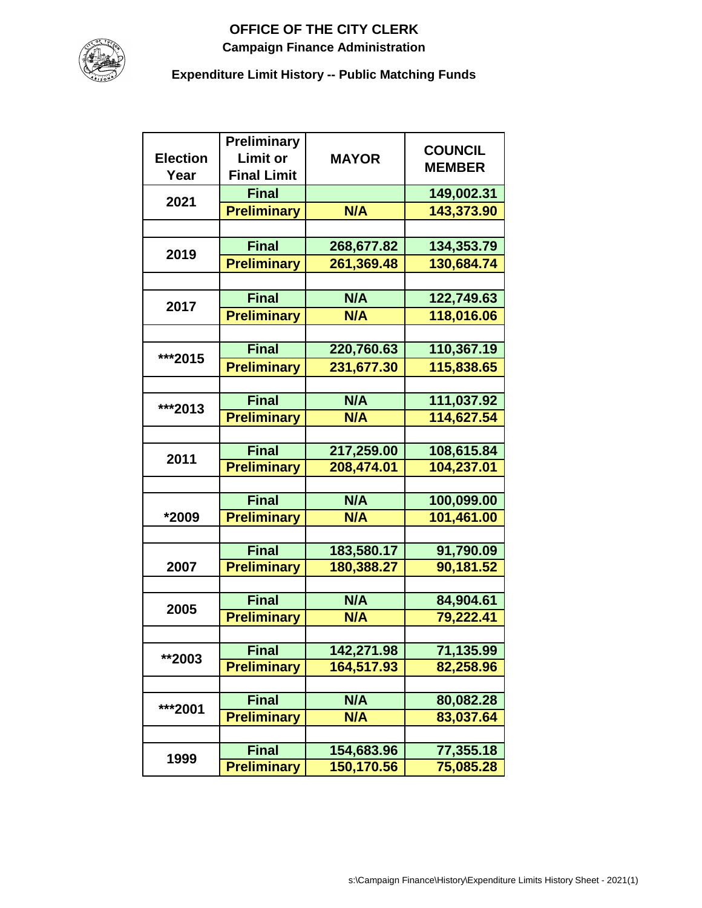# OFFICE OF THE CITY CLERK

## Campaign Finance Administration

### Expenditure Limit History -- Public Matching Funds

| Election Year | Preliminary Limit or Final Limit | MAYOR | COUNCIL MEMBER |
|---|---|---|---|
| 2021 | Final | | 149,002.31 |
| | Preliminary | N/A | 143,373.90 |
| | | | |
| 2019 | Final | 268,677.82 | 134,353.79 |
| | Preliminary | 261,369.48 | 130,684.74 |
| | | | |
| 2017 | Final | N/A | 122,749.63 |
| | Preliminary | N/A | 118,016.06 |
| | | | |
| ***2015 | Final | 220,760.63 | 110,367.19 |
| | Preliminary | 231,677.30 | 115,838.65 |
| | | | |
| ***2013 | Final | N/A | 111,037.92 |
| | Preliminary | N/A | 114,627.54 |
| | | | |
| 2011 | Final | 217,259.00 | 108,615.84 |
| | Preliminary | 208,474.01 | 104,237.01 |
| | | | |
| *2009 | Final | N/A | 100,099.00 |
| | Preliminary | N/A | 101,461.00 |
| | | | |
| 2007 | Final | 183,580.17 | 91,790.09 |
| | Preliminary | 180,388.27 | 90,181.52 |
| | | | |
| 2005 | Final | N/A | 84,904.61 |
| | Preliminary | N/A | 79,222.41 |
| | | | |
| **2003 | Final | 142,271.98 | 71,135.99 |
| | Preliminary | 164,517.93 | 82,258.96 |
| | | | |
| ***2001 | Final | N/A | 80,082.28 |
| | Preliminary | N/A | 83,037.64 |
| | | | |
| 1999 | Final | 154,683.96 | 77,355.18 |
| | Preliminary | 150,170.56 | 75,085.28 |

s:\Campaign Finance\History\Expenditure Limits History Sheet - 2021(1)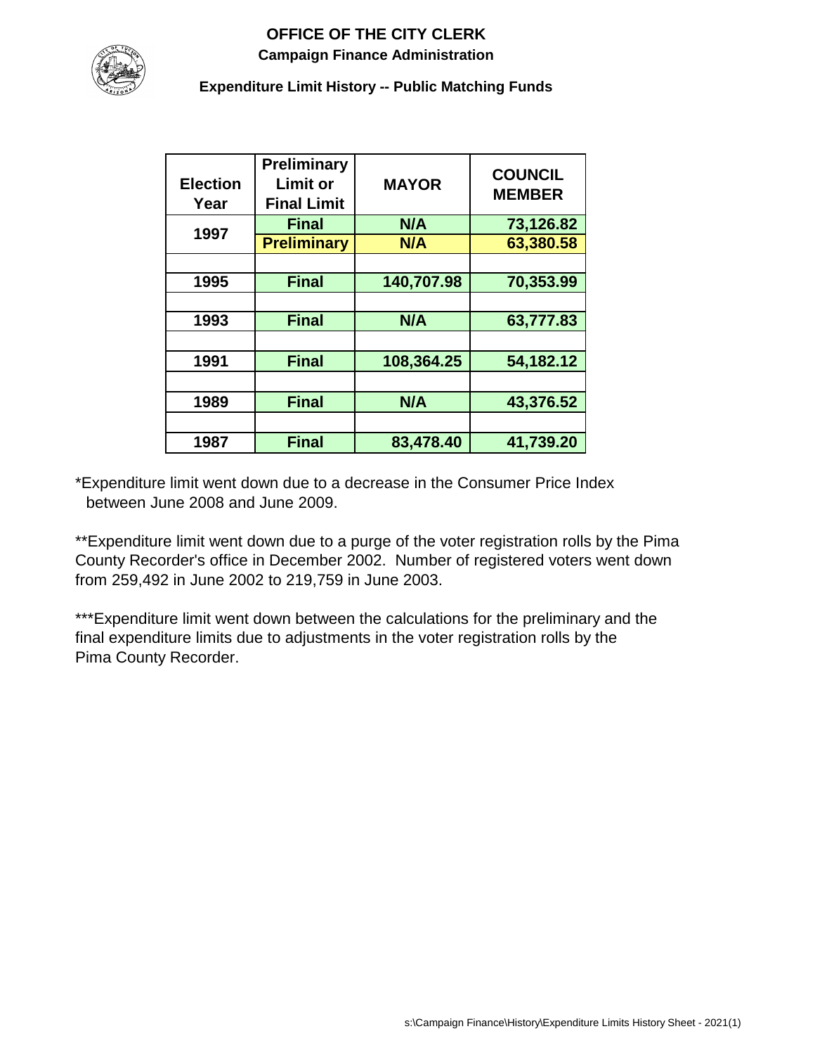# OFFICE OF THE CITY CLERK

## Campaign Finance Administration

### Expenditure Limit History -- Public Matching Funds

| Election Year | Preliminary Limit or Final Limit | MAYOR | COUNCIL MEMBER |
|---|---|---|---|
| 1997 | Final | N/A | 73,126.82 |
| | Preliminary | N/A | 63,380.58 |
| | | | |
| 1995 | Final | 140,707.98 | 70,353.99 |
| | | | |
| 1993 | Final | N/A | 63,777.83 |
| | | | |
| 1991 | Final | 108,364.25 | 54,182.12 |
| | | | |
| 1989 | Final | N/A | 43,376.52 |
| | | | |
| 1987 | Final | 83,478.40 | 41,739.20 |

*Expenditure limit went down due to a decrease in the Consumer Price Index between June 2008 and June 2009.

**Expenditure limit went down due to a purge of the voter registration rolls by the Pima County Recorder's office in December 2002. Number of registered voters went down from 259,492 in June 2002 to 219,759 in June 2003.

***Expenditure limit went down between the calculations for the preliminary and the final expenditure limits due to adjustments in the voter registration rolls by the Pima County Recorder.

s:\Campaign Finance\History\Expenditure Limits History Sheet - 2021(1)